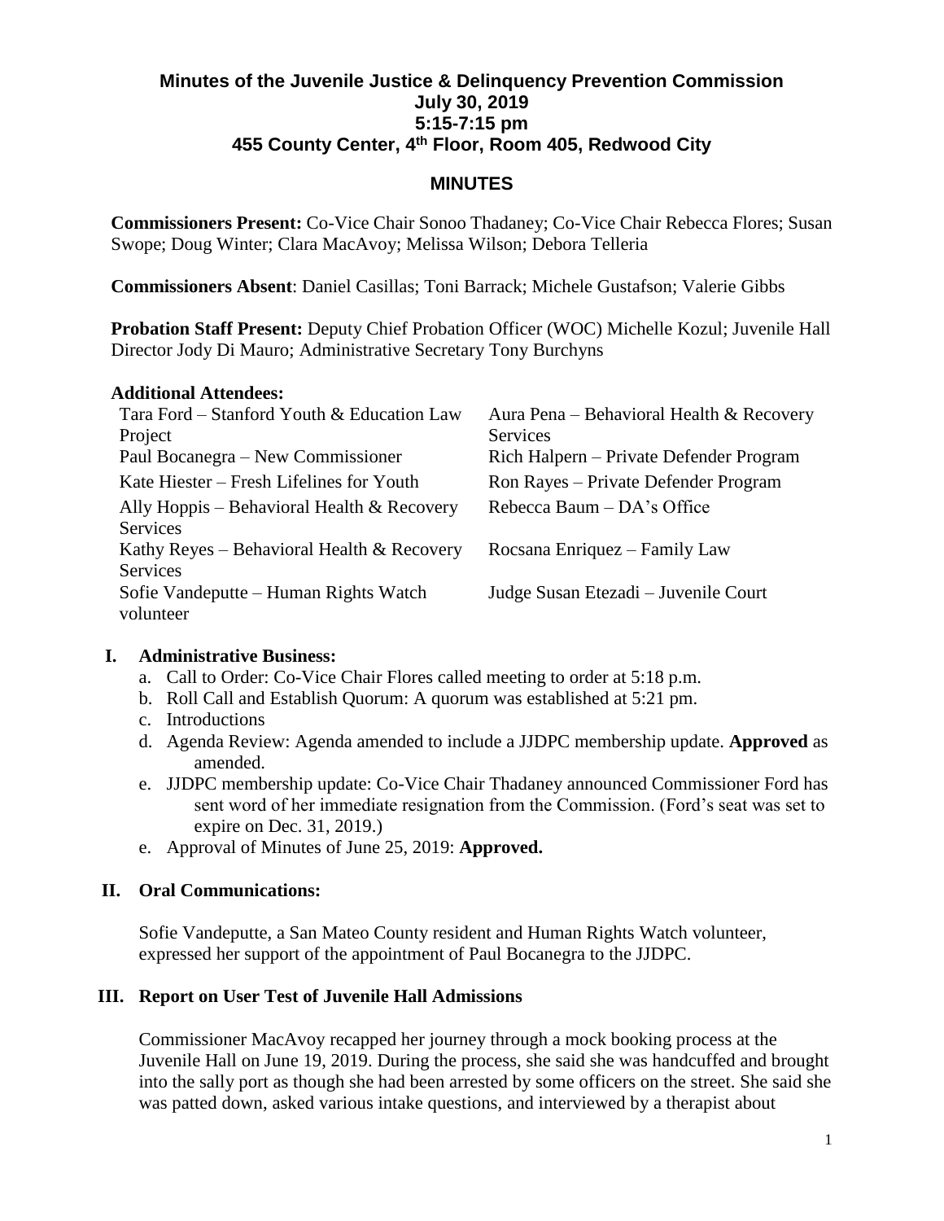# Minutes of the Juvenile Justice & Delinquency Prevention Commission
## July 30, 2019
## 5:15-7:15 pm
## 455 County Center, 4th Floor, Room 405, Redwood City

## MINUTES

**Commissioners Present:** Co-Vice Chair Sonoo Thadaney; Co-Vice Chair Rebecca Flores; Susan Swope; Doug Winter; Clara MacAvoy; Melissa Wilson; Debora Telleria

**Commissioners Absent**: Daniel Casillas; Toni Barrack; Michele Gustafson; Valerie Gibbs

**Probation Staff Present:** Deputy Chief Probation Officer (WOC) Michelle Kozul; Juvenile Hall Director Jody Di Mauro; Administrative Secretary Tony Burchyns

**Additional Attendees:**

| | |
|---|---|
| Tara Ford – Stanford Youth & Education Law Project | Aura Pena – Behavioral Health & Recovery Services |
| Paul Bocanegra – New Commissioner | Rich Halpern – Private Defender Program |
| Kate Hiester – Fresh Lifelines for Youth | Ron Rayes – Private Defender Program |
| Ally Hoppis – Behavioral Health & Recovery Services | Rebecca Baum – DA's Office |
| Kathy Reyes – Behavioral Health & Recovery Services | Rocsana Enriquez – Family Law |
| Sofie Vandeputte – Human Rights Watch volunteer | Judge Susan Etezadi – Juvenile Court |

**I. Administrative Business:**

a. Call to Order: Co-Vice Chair Flores called meeting to order at 5:18 p.m.
b. Roll Call and Establish Quorum: A quorum was established at 5:21 pm.
c. Introductions
d. Agenda Review: Agenda amended to include a JJDPC membership update. **Approved** as amended.
e. JJDPC membership update: Co-Vice Chair Thadaney announced Commissioner Ford has sent word of her immediate resignation from the Commission. (Ford's seat was set to expire on Dec. 31, 2019.)
e. Approval of Minutes of June 25, 2019: **Approved.**

**II. Oral Communications:**

Sofie Vandeputte, a San Mateo County resident and Human Rights Watch volunteer, expressed her support of the appointment of Paul Bocanegra to the JJDPC.

**III. Report on User Test of Juvenile Hall Admissions**

Commissioner MacAvoy recapped her journey through a mock booking process at the Juvenile Hall on June 19, 2019. During the process, she said she was handcuffed and brought into the sally port as though she had been arrested by some officers on the street. She said she was patted down, asked various intake questions, and interviewed by a therapist about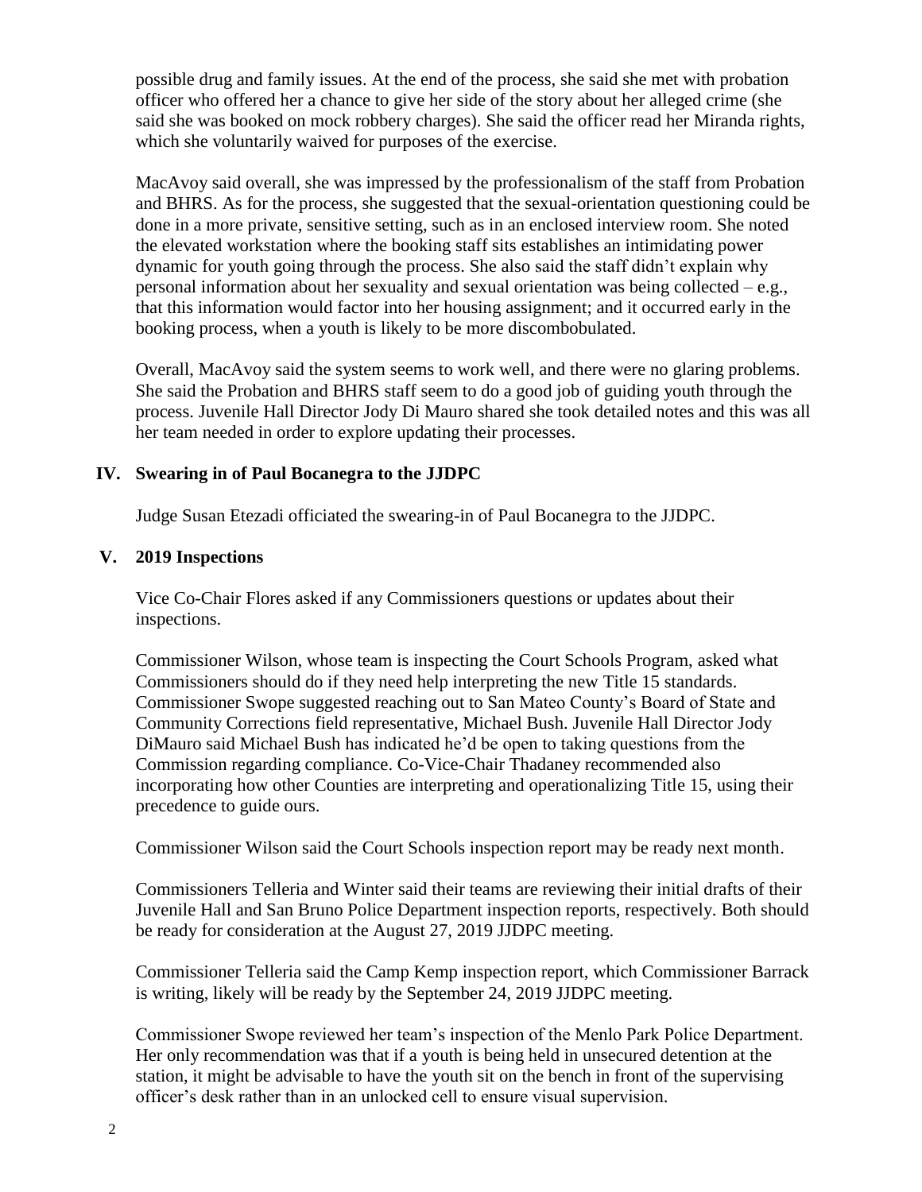possible drug and family issues. At the end of the process, she said she met with probation officer who offered her a chance to give her side of the story about her alleged crime (she said she was booked on mock robbery charges). She said the officer read her Miranda rights, which she voluntarily waived for purposes of the exercise.

MacAvoy said overall, she was impressed by the professionalism of the staff from Probation and BHRS. As for the process, she suggested that the sexual-orientation questioning could be done in a more private, sensitive setting, such as in an enclosed interview room. She noted the elevated workstation where the booking staff sits establishes an intimidating power dynamic for youth going through the process. She also said the staff didn't explain why personal information about her sexuality and sexual orientation was being collected – e.g., that this information would factor into her housing assignment; and it occurred early in the booking process, when a youth is likely to be more discombobulated.

Overall, MacAvoy said the system seems to work well, and there were no glaring problems. She said the Probation and BHRS staff seem to do a good job of guiding youth through the process. Juvenile Hall Director Jody Di Mauro shared she took detailed notes and this was all her team needed in order to explore updating their processes.

## IV. Swearing in of Paul Bocanegra to the JJDPC

Judge Susan Etezadi officiated the swearing-in of Paul Bocanegra to the JJDPC.

## V. 2019 Inspections

Vice Co-Chair Flores asked if any Commissioners questions or updates about their inspections.

Commissioner Wilson, whose team is inspecting the Court Schools Program, asked what Commissioners should do if they need help interpreting the new Title 15 standards. Commissioner Swope suggested reaching out to San Mateo County's Board of State and Community Corrections field representative, Michael Bush. Juvenile Hall Director Jody DiMauro said Michael Bush has indicated he'd be open to taking questions from the Commission regarding compliance. Co-Vice-Chair Thadaney recommended also incorporating how other Counties are interpreting and operationalizing Title 15, using their precedence to guide ours.

Commissioner Wilson said the Court Schools inspection report may be ready next month.

Commissioners Telleria and Winter said their teams are reviewing their initial drafts of their Juvenile Hall and San Bruno Police Department inspection reports, respectively. Both should be ready for consideration at the August 27, 2019 JJDPC meeting.

Commissioner Telleria said the Camp Kemp inspection report, which Commissioner Barrack is writing, likely will be ready by the September 24, 2019 JJDPC meeting.

Commissioner Swope reviewed her team's inspection of the Menlo Park Police Department. Her only recommendation was that if a youth is being held in unsecured detention at the station, it might be advisable to have the youth sit on the bench in front of the supervising officer's desk rather than in an unlocked cell to ensure visual supervision.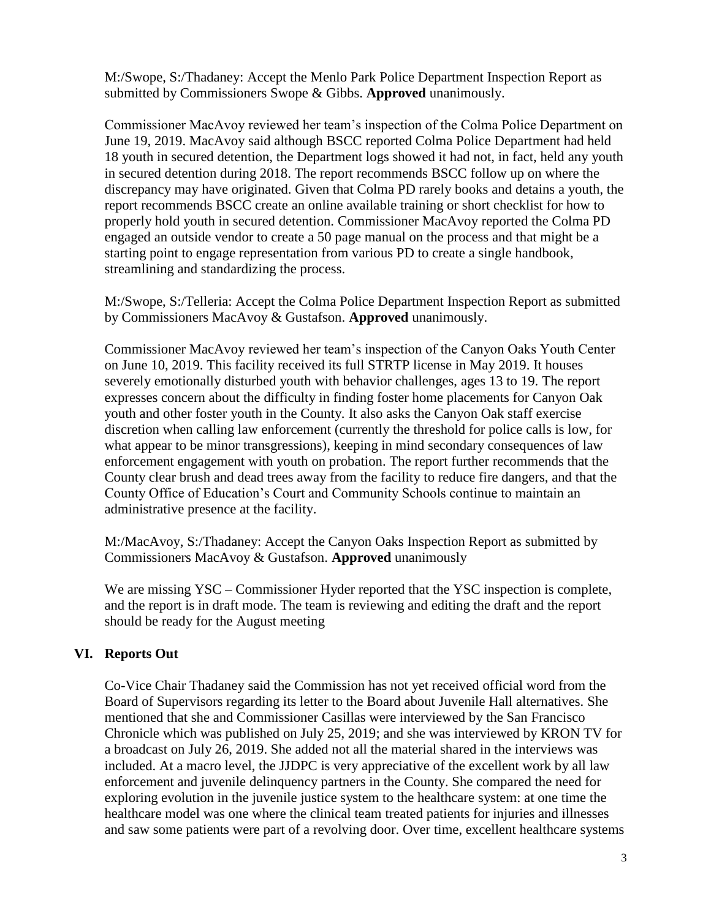M:/Swope, S:/Thadaney: Accept the Menlo Park Police Department Inspection Report as submitted by Commissioners Swope & Gibbs. **Approved** unanimously.

Commissioner MacAvoy reviewed her team's inspection of the Colma Police Department on June 19, 2019. MacAvoy said although BSCC reported Colma Police Department had held 18 youth in secured detention, the Department logs showed it had not, in fact, held any youth in secured detention during 2018. The report recommends BSCC follow up on where the discrepancy may have originated. Given that Colma PD rarely books and detains a youth, the report recommends BSCC create an online available training or short checklist for how to properly hold youth in secured detention. Commissioner MacAvoy reported the Colma PD engaged an outside vendor to create a 50 page manual on the process and that might be a starting point to engage representation from various PD to create a single handbook, streamlining and standardizing the process.

M:/Swope, S:/Telleria: Accept the Colma Police Department Inspection Report as submitted by Commissioners MacAvoy & Gustafson. **Approved** unanimously.

Commissioner MacAvoy reviewed her team's inspection of the Canyon Oaks Youth Center on June 10, 2019. This facility received its full STRTP license in May 2019. It houses severely emotionally disturbed youth with behavior challenges, ages 13 to 19. The report expresses concern about the difficulty in finding foster home placements for Canyon Oak youth and other foster youth in the County. It also asks the Canyon Oak staff exercise discretion when calling law enforcement (currently the threshold for police calls is low, for what appear to be minor transgressions), keeping in mind secondary consequences of law enforcement engagement with youth on probation. The report further recommends that the County clear brush and dead trees away from the facility to reduce fire dangers, and that the County Office of Education's Court and Community Schools continue to maintain an administrative presence at the facility.

M:/MacAvoy, S:/Thadaney: Accept the Canyon Oaks Inspection Report as submitted by Commissioners MacAvoy & Gustafson. **Approved** unanimously

We are missing YSC – Commissioner Hyder reported that the YSC inspection is complete, and the report is in draft mode. The team is reviewing and editing the draft and the report should be ready for the August meeting

## VI. Reports Out

Co-Vice Chair Thadaney said the Commission has not yet received official word from the Board of Supervisors regarding its letter to the Board about Juvenile Hall alternatives. She mentioned that she and Commissioner Casillas were interviewed by the San Francisco Chronicle which was published on July 25, 2019; and she was interviewed by KRON TV for a broadcast on July 26, 2019. She added not all the material shared in the interviews was included. At a macro level, the JJDPC is very appreciative of the excellent work by all law enforcement and juvenile delinquency partners in the County. She compared the need for exploring evolution in the juvenile justice system to the healthcare system: at one time the healthcare model was one where the clinical team treated patients for injuries and illnesses and saw some patients were part of a revolving door. Over time, excellent healthcare systems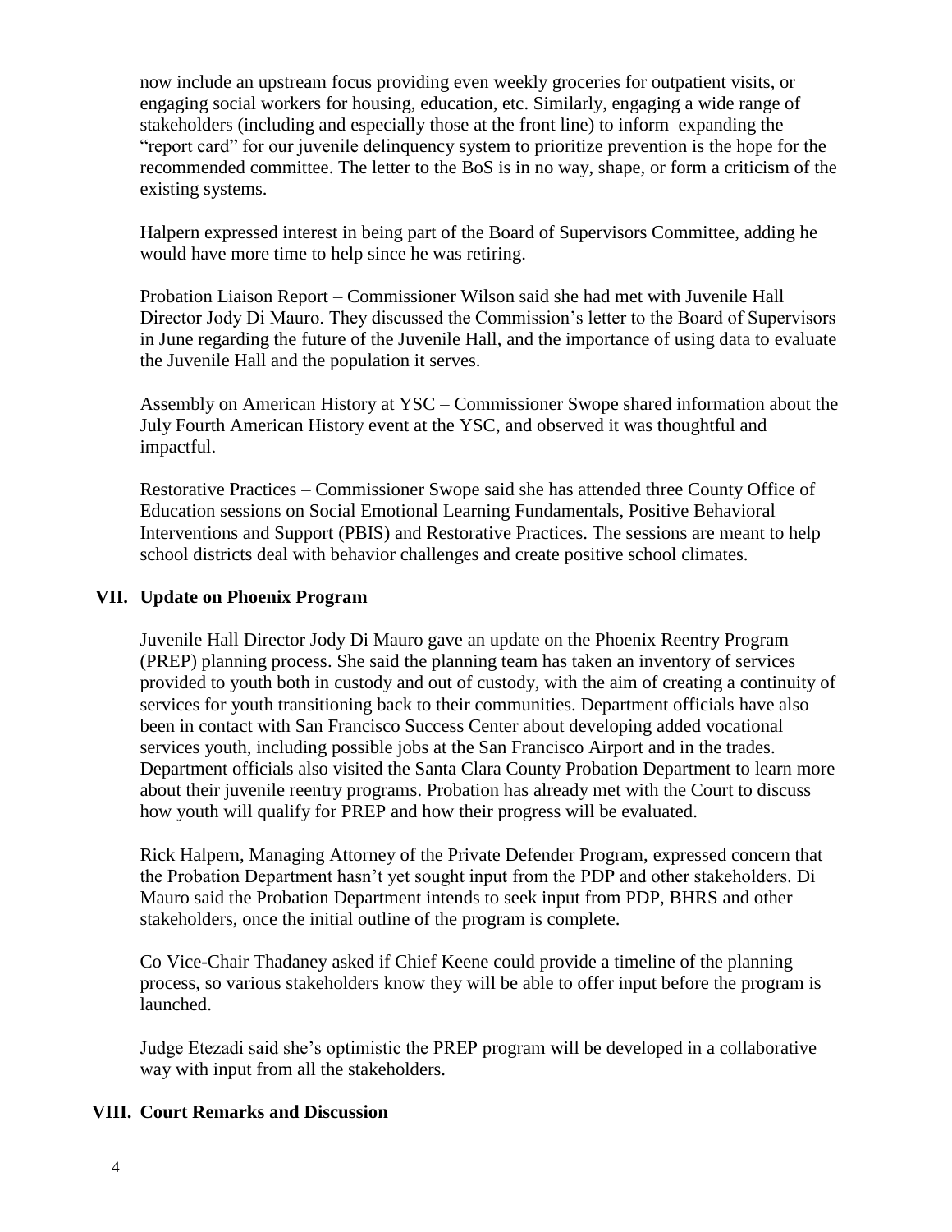now include an upstream focus providing even weekly groceries for outpatient visits, or engaging social workers for housing, education, etc. Similarly, engaging a wide range of stakeholders (including and especially those at the front line) to inform expanding the "report card" for our juvenile delinquency system to prioritize prevention is the hope for the recommended committee. The letter to the BoS is in no way, shape, or form a criticism of the existing systems.

Halpern expressed interest in being part of the Board of Supervisors Committee, adding he would have more time to help since he was retiring.

Probation Liaison Report – Commissioner Wilson said she had met with Juvenile Hall Director Jody Di Mauro. They discussed the Commission's letter to the Board of Supervisors in June regarding the future of the Juvenile Hall, and the importance of using data to evaluate the Juvenile Hall and the population it serves.

Assembly on American History at YSC – Commissioner Swope shared information about the July Fourth American History event at the YSC, and observed it was thoughtful and impactful.

Restorative Practices – Commissioner Swope said she has attended three County Office of Education sessions on Social Emotional Learning Fundamentals, Positive Behavioral Interventions and Support (PBIS) and Restorative Practices. The sessions are meant to help school districts deal with behavior challenges and create positive school climates.

## VII. Update on Phoenix Program

Juvenile Hall Director Jody Di Mauro gave an update on the Phoenix Reentry Program (PREP) planning process. She said the planning team has taken an inventory of services provided to youth both in custody and out of custody, with the aim of creating a continuity of services for youth transitioning back to their communities. Department officials have also been in contact with San Francisco Success Center about developing added vocational services youth, including possible jobs at the San Francisco Airport and in the trades. Department officials also visited the Santa Clara County Probation Department to learn more about their juvenile reentry programs. Probation has already met with the Court to discuss how youth will qualify for PREP and how their progress will be evaluated.

Rick Halpern, Managing Attorney of the Private Defender Program, expressed concern that the Probation Department hasn't yet sought input from the PDP and other stakeholders. Di Mauro said the Probation Department intends to seek input from PDP, BHRS and other stakeholders, once the initial outline of the program is complete.

Co Vice-Chair Thadaney asked if Chief Keene could provide a timeline of the planning process, so various stakeholders know they will be able to offer input before the program is launched.

Judge Etezadi said she's optimistic the PREP program will be developed in a collaborative way with input from all the stakeholders.

## VIII. Court Remarks and Discussion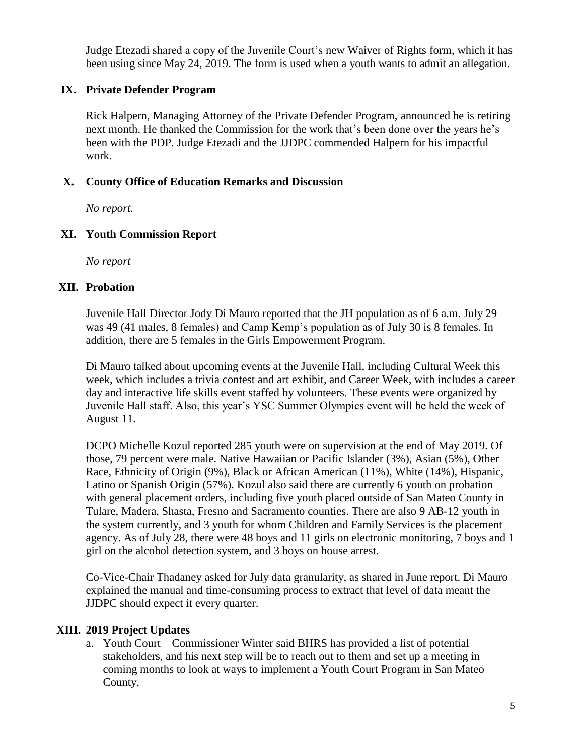Judge Etezadi shared a copy of the Juvenile Court's new Waiver of Rights form, which it has been using since May 24, 2019. The form is used when a youth wants to admit an allegation.

## IX. Private Defender Program

Rick Halpern, Managing Attorney of the Private Defender Program, announced he is retiring next month. He thanked the Commission for the work that's been done over the years he's been with the PDP. Judge Etezadi and the JJDPC commended Halpern for his impactful work.

## X. County Office of Education Remarks and Discussion

*No report.*

## XI. Youth Commission Report

*No report*

## XII. Probation

Juvenile Hall Director Jody Di Mauro reported that the JH population as of 6 a.m. July 29 was 49 (41 males, 8 females) and Camp Kemp's population as of July 30 is 8 females. In addition, there are 5 females in the Girls Empowerment Program.

Di Mauro talked about upcoming events at the Juvenile Hall, including Cultural Week this week, which includes a trivia contest and art exhibit, and Career Week, with includes a career day and interactive life skills event staffed by volunteers. These events were organized by Juvenile Hall staff. Also, this year's YSC Summer Olympics event will be held the week of August 11.

DCPO Michelle Kozul reported 285 youth were on supervision at the end of May 2019. Of those, 79 percent were male. Native Hawaiian or Pacific Islander (3%), Asian (5%), Other Race, Ethnicity of Origin (9%), Black or African American (11%), White (14%), Hispanic, Latino or Spanish Origin (57%). Kozul also said there are currently 6 youth on probation with general placement orders, including five youth placed outside of San Mateo County in Tulare, Madera, Shasta, Fresno and Sacramento counties. There are also 9 AB-12 youth in the system currently, and 3 youth for whom Children and Family Services is the placement agency. As of July 28, there were 48 boys and 11 girls on electronic monitoring, 7 boys and 1 girl on the alcohol detection system, and 3 boys on house arrest.

Co-Vice-Chair Thadaney asked for July data granularity, as shared in June report. Di Mauro explained the manual and time-consuming process to extract that level of data meant the JJDPC should expect it every quarter.

## XIII. 2019 Project Updates

a. Youth Court – Commissioner Winter said BHRS has provided a list of potential stakeholders, and his next step will be to reach out to them and set up a meeting in coming months to look at ways to implement a Youth Court Program in San Mateo County.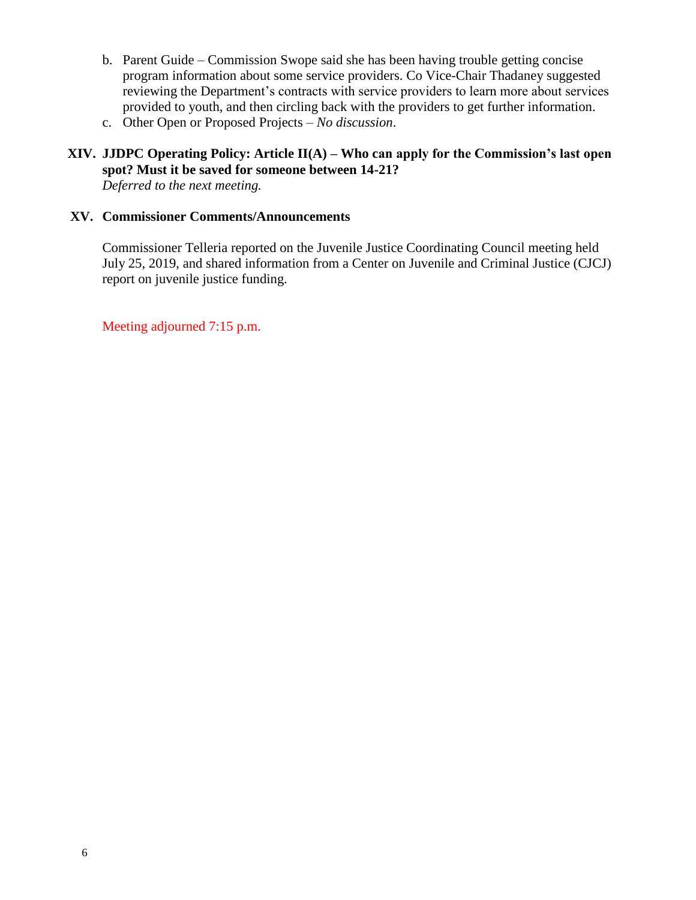b. Parent Guide – Commission Swope said she has been having trouble getting concise program information about some service providers. Co Vice-Chair Thadaney suggested reviewing the Department's contracts with service providers to learn more about services provided to youth, and then circling back with the providers to get further information.

c. Other Open or Proposed Projects – *No discussion*.

## XIV. JJDPC Operating Policy: Article II(A) – Who can apply for the Commission's last open spot? Must it be saved for someone between 14-21?

*Deferred to the next meeting.*

## XV. Commissioner Comments/Announcements

Commissioner Telleria reported on the Juvenile Justice Coordinating Council meeting held July 25, 2019, and shared information from a Center on Juvenile and Criminal Justice (CJCJ) report on juvenile justice funding.

Meeting adjourned 7:15 p.m.